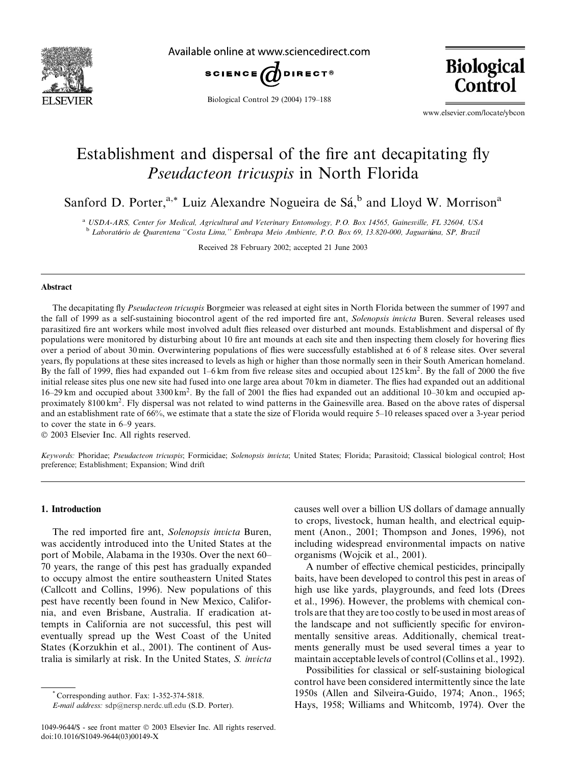# Establishment and dispersal of the fire ant decapitating fly *Pseudacteon tricuspis* in North Florida

Sanford D. Porter,[a,*] Luiz Alexandre Nogueira de Sá,[b] and Lloyd W. Morrison[a]

[a] USDA-ARS, Center for Medical, Agricultural and Veterinary Entomology, P.O. Box 14565, Gainesville, FL 32604, USA
[b] Laboratório de Quarentena "Costa Lima," Embrapa Meio Ambiente, P.O. Box 69, 13.820-000, Jaguariúna, SP, Brazil

Received 28 February 2002; accepted 21 June 2003

## Abstract

The decapitating fly *Pseudacteon tricuspis* Borgmeier was released at eight sites in North Florida between the summer of 1997 and the fall of 1999 as a self-sustaining biocontrol agent of the red imported fire ant, *Solenopsis invicta* Buren. Several releases used parasitized fire ant workers while most involved adult flies released over disturbed ant mounds. Establishment and dispersal of fly populations were monitored by disturbing about 10 fire ant mounds at each site and then inspecting them closely for hovering flies over a period of about 30 min. Overwintering populations of flies were successfully established at 6 of 8 release sites. Over several years, fly populations at these sites increased to levels as high or higher than those normally seen in their South American homeland. By the fall of 1999, flies had expanded out 1–6 km from five release sites and occupied about 125 km². By the fall of 2000 the five initial release sites plus one new site had fused into one large area about 70 km in diameter. The flies had expanded out an additional 16–29 km and occupied about 3300 km². By the fall of 2001 the flies had expanded out an additional 10–30 km and occupied approximately 8100 km². Fly dispersal was not related to wind patterns in the Gainesville area. Based on the above rates of dispersal and an establishment rate of 66%, we estimate that a state the size of Florida would require 5–10 releases spaced over a 3-year period to cover the state in 6–9 years.

© 2003 Elsevier Inc. All rights reserved.

*Keywords:* Phoridae; *Pseudacteon tricuspis*; Formicidae; *Solenopsis invicta*; United States; Florida; Parasitoid; Classical biological control; Host preference; Establishment; Expansion; Wind drift

## 1. Introduction

The red imported fire ant, *Solenopsis invicta* Buren, was accidently introduced into the United States at the port of Mobile, Alabama in the 1930s. Over the next 60–70 years, the range of this pest has gradually expanded to occupy almost the entire southeastern United States (Callcott and Collins, 1996). New populations of this pest have recently been found in New Mexico, California, and even Brisbane, Australia. If eradication attempts in California are not successful, this pest will eventually spread up the West Coast of the United States (Korzukhin et al., 2001). The continent of Australia is similarly at risk. In the United States, *S. invicta* causes well over a billion US dollars of damage annually to crops, livestock, human health, and electrical equipment (Anon., 2001; Thompson and Jones, 1996), not including widespread environmental impacts on native organisms (Wojcik et al., 2001).

A number of effective chemical pesticides, principally baits, have been developed to control this pest in areas of high use like yards, playgrounds, and feed lots (Drees et al., 1996). However, the problems with chemical controls are that they are too costly to be used in most areas of the landscape and not sufficiently specific for environmentally sensitive areas. Additionally, chemical treatments generally must be used several times a year to maintain acceptable levels of control (Collins et al., 1992).

Possibilities for classical or self-sustaining biological control have been considered intermittently since the late 1950s (Allen and Silveira-Guido, 1974; Anon., 1965; Hays, 1958; Williams and Whitcomb, 1974). Over the

\* Corresponding author. Fax: 1-352-374-5818.
*E-mail address:* sdp@nersp.nerdc.ufl.edu (S.D. Porter).

1049-9644/$ - see front matter © 2003 Elsevier Inc. All rights reserved.
doi:10.1016/S1049-9644(03)00149-X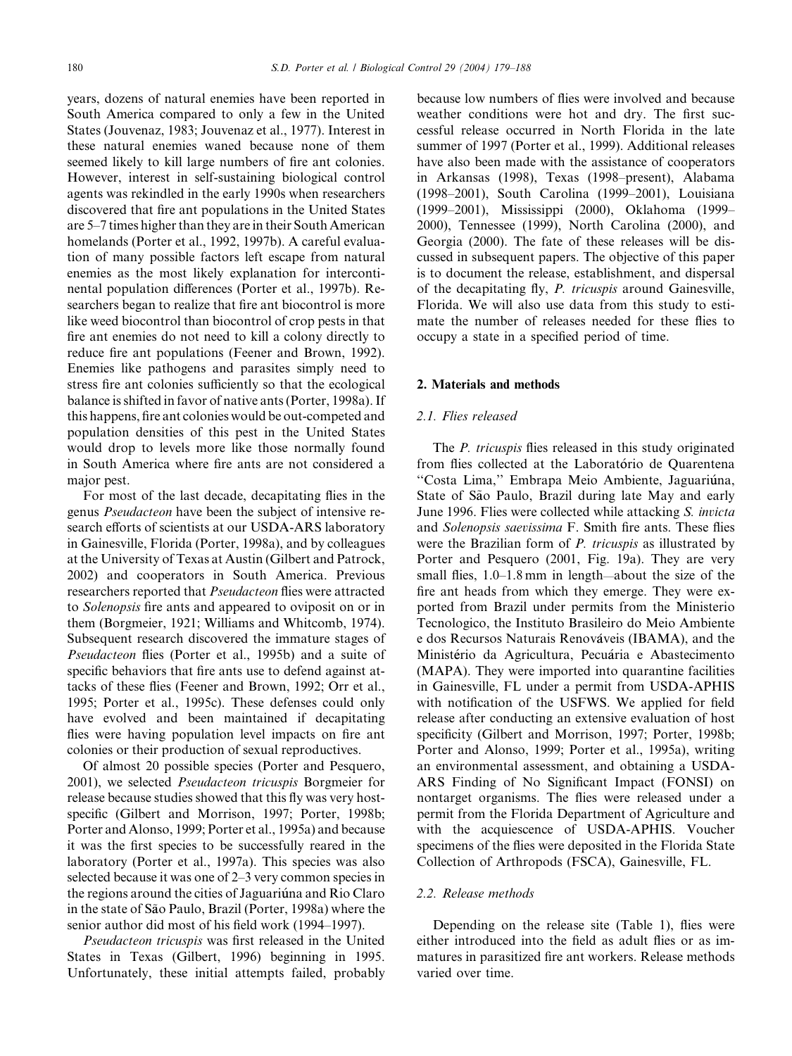years, dozens of natural enemies have been reported in South America compared to only a few in the United States (Jouvenaz, 1983; Jouvenaz et al., 1977). Interest in these natural enemies waned because none of them seemed likely to kill large numbers of fire ant colonies. However, interest in self-sustaining biological control agents was rekindled in the early 1990s when researchers discovered that fire ant populations in the United States are 5–7 times higher than they are in their South American homelands (Porter et al., 1992, 1997b). A careful evaluation of many possible factors left escape from natural enemies as the most likely explanation for intercontinental population differences (Porter et al., 1997b). Researchers began to realize that fire ant biocontrol is more like weed biocontrol than biocontrol of crop pests in that fire ant enemies do not need to kill a colony directly to reduce fire ant populations (Feener and Brown, 1992). Enemies like pathogens and parasites simply need to stress fire ant colonies sufficiently so that the ecological balance is shifted in favor of native ants (Porter, 1998a). If this happens, fire ant colonies would be out-competed and population densities of this pest in the United States would drop to levels more like those normally found in South America where fire ants are not considered a major pest.

For most of the last decade, decapitating flies in the genus *Pseudacteon* have been the subject of intensive research efforts of scientists at our USDA-ARS laboratory in Gainesville, Florida (Porter, 1998a), and by colleagues at the University of Texas at Austin (Gilbert and Patrock, 2002) and cooperators in South America. Previous researchers reported that *Pseudacteon* flies were attracted to *Solenopsis* fire ants and appeared to oviposit on or in them (Borgmeier, 1921; Williams and Whitcomb, 1974). Subsequent research discovered the immature stages of *Pseudacteon* flies (Porter et al., 1995b) and a suite of specific behaviors that fire ants use to defend against attacks of these flies (Feener and Brown, 1992; Orr et al., 1995; Porter et al., 1995c). These defenses could only have evolved and been maintained if decapitating flies were having population level impacts on fire ant colonies or their production of sexual reproductives.

Of almost 20 possible species (Porter and Pesquero, 2001), we selected *Pseudacteon tricuspis* Borgmeier for release because studies showed that this fly was very host-specific (Gilbert and Morrison, 1997; Porter, 1998b; Porter and Alonso, 1999; Porter et al., 1995a) and because it was the first species to be successfully reared in the laboratory (Porter et al., 1997a). This species was also selected because it was one of 2–3 very common species in the regions around the cities of Jaguariúna and Rio Claro in the state of São Paulo, Brazil (Porter, 1998a) where the senior author did most of his field work (1994–1997).

*Pseudacteon tricuspis* was first released in the United States in Texas (Gilbert, 1996) beginning in 1995. Unfortunately, these initial attempts failed, probably because low numbers of flies were involved and because weather conditions were hot and dry. The first successful release occurred in North Florida in the late summer of 1997 (Porter et al., 1999). Additional releases have also been made with the assistance of cooperators in Arkansas (1998), Texas (1998–present), Alabama (1998–2001), South Carolina (1999–2001), Louisiana (1999–2001), Mississippi (2000), Oklahoma (1999–2000), Tennessee (1999), North Carolina (2000), and Georgia (2000). The fate of these releases will be discussed in subsequent papers. The objective of this paper is to document the release, establishment, and dispersal of the decapitating fly, *P. tricuspis* around Gainesville, Florida. We will also use data from this study to estimate the number of releases needed for these flies to occupy a state in a specified period of time.

## 2. Materials and methods

### 2.1. Flies released

The *P. tricuspis* flies released in this study originated from flies collected at the Laboratório de Quarentena ''Costa Lima,'' Embrapa Meio Ambiente, Jaguariúna, State of São Paulo, Brazil during late May and early June 1996. Flies were collected while attacking *S. invicta* and *Solenopsis saevissima* F. Smith fire ants. These flies were the Brazilian form of *P. tricuspis* as illustrated by Porter and Pesquero (2001, Fig. 19a). They are very small flies, 1.0–1.8 mm in length—about the size of the fire ant heads from which they emerge. They were exported from Brazil under permits from the Ministerio Tecnologico, the Instituto Brasileiro do Meio Ambiente e dos Recursos Naturais Renováveis (IBAMA), and the Ministério da Agricultura, Pecuária e Abastecimento (MAPA). They were imported into quarantine facilities in Gainesville, FL under a permit from USDA-APHIS with notification of the USFWS. We applied for field release after conducting an extensive evaluation of host specificity (Gilbert and Morrison, 1997; Porter, 1998b; Porter and Alonso, 1999; Porter et al., 1995a), writing an environmental assessment, and obtaining a USDA-ARS Finding of No Significant Impact (FONSI) on nontarget organisms. The flies were released under a permit from the Florida Department of Agriculture and with the acquiescence of USDA-APHIS. Voucher specimens of the flies were deposited in the Florida State Collection of Arthropods (FSCA), Gainesville, FL.

### 2.2. Release methods

Depending on the release site (Table 1), flies were either introduced into the field as adult flies or as immatures in parasitized fire ant workers. Release methods varied over time.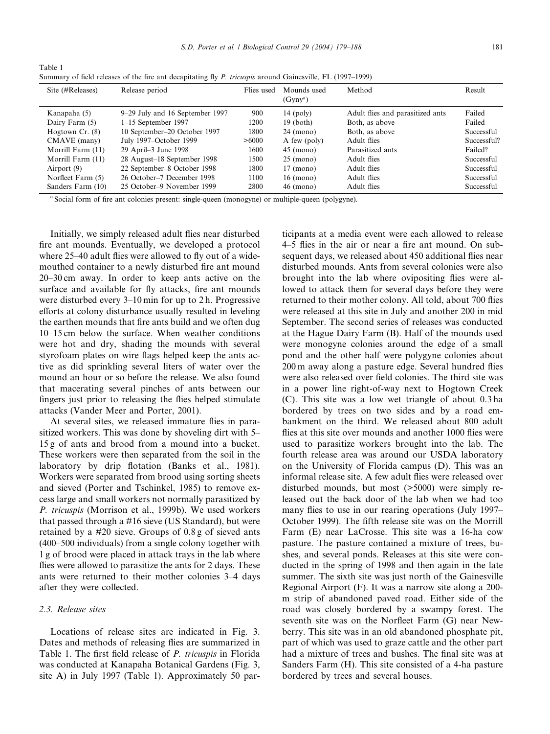Table 1
Summary of field releases of the fire ant decapitating fly *P. tricuspis* around Gainesville, FL (1997–1999)

| Site (#Releases) | Release period | Flies used | Mounds used (Gyny[a]) | Method | Result |
|---|---|---|---|---|---|
| Kanapaha (5) | 9–29 July and 16 September 1997 | 900 | 14 (poly) | Adult flies and parasitized ants | Failed |
| Dairy Farm (5) | 1–15 September 1997 | 1200 | 19 (both) | Both, as above | Failed |
| Hogtown Cr. (8) | 10 September–20 October 1997 | 1800 | 24 (mono) | Both, as above | Successful |
| CMAVE (many) | July 1997–October 1999 | >6000 | A few (poly) | Adult flies | Successful? |
| Morrill Farm (11) | 29 April–3 June 1998 | 1600 | 45 (mono) | Parasitized ants | Failed? |
| Morrill Farm (11) | 28 August–18 September 1998 | 1500 | 25 (mono) | Adult flies | Successful |
| Airport (9) | 22 September–8 October 1998 | 1800 | 17 (mono) | Adult flies | Successful |
| Norfleet Farm (5) | 26 October–7 December 1998 | 1100 | 16 (mono) | Adult flies | Successful |
| Sanders Farm (10) | 25 October–9 November 1999 | 2800 | 46 (mono) | Adult flies | Successful |

[a] Social form of fire ant colonies present: single-queen (monogyne) or multiple-queen (polygyne).

Initially, we simply released adult flies near disturbed fire ant mounds. Eventually, we developed a protocol where 25–40 adult flies were allowed to fly out of a wide-mouthed container to a newly disturbed fire ant mound 20–30 cm away. In order to keep ants active on the surface and available for fly attacks, fire ant mounds were disturbed every 3–10 min for up to 2 h. Progressive efforts at colony disturbance usually resulted in leveling the earthen mounds that fire ants build and we often dug 10–15 cm below the surface. When weather conditions were hot and dry, shading the mounds with several styrofoam plates on wire flags helped keep the ants active as did sprinkling several liters of water over the mound an hour or so before the release. We also found that macerating several pinches of ants between our fingers just prior to releasing the flies helped stimulate attacks (Vander Meer and Porter, 2001).

At several sites, we released immature flies in parasitized workers. This was done by shoveling dirt with 5–15 g of ants and brood from a mound into a bucket. These workers were then separated from the soil in the laboratory by drip flotation (Banks et al., 1981). Workers were separated from brood using sorting sheets and sieved (Porter and Tschinkel, 1985) to remove excess large and small workers not normally parasitized by *P. tricuspis* (Morrison et al., 1999b). We used workers that passed through a #16 sieve (US Standard), but were retained by a #20 sieve. Groups of 0.8 g of sieved ants (400–500 individuals) from a single colony together with 1 g of brood were placed in attack trays in the lab where flies were allowed to parasitize the ants for 2 days. These ants were returned to their mother colonies 3–4 days after they were collected.

### 2.3. Release sites

Locations of release sites are indicated in Fig. 3. Dates and methods of releasing flies are summarized in Table 1. The first field release of *P. tricuspis* in Florida was conducted at Kanapaha Botanical Gardens (Fig. 3, site A) in July 1997 (Table 1). Approximately 50 participants at a media event were each allowed to release 4–5 flies in the air or near a fire ant mound. On subsequent days, we released about 450 additional flies near disturbed mounds. Ants from several colonies were also brought into the lab where ovipositing flies were allowed to attack them for several days before they were returned to their mother colony. All told, about 700 flies were released at this site in July and another 200 in mid September. The second series of releases was conducted at the Hague Dairy Farm (B). Half of the mounds used were monogyne colonies around the edge of a small pond and the other half were polygyne colonies about 200 m away along a pasture edge. Several hundred flies were also released over field colonies. The third site was in a power line right-of-way next to Hogtown Creek (C). This site was a low wet triangle of about 0.3 ha bordered by trees on two sides and by a road embankment on the third. We released about 800 adult flies at this site over mounds and another 1000 flies were used to parasitize workers brought into the lab. The fourth release area was around our USDA laboratory on the University of Florida campus (D). This was an informal release site. A few adult flies were released over disturbed mounds, but most (>5000) were simply released out the back door of the lab when we had too many flies to use in our rearing operations (July 1997–October 1999). The fifth release site was on the Morrill Farm (E) near LaCrosse. This site was a 16-ha cow pasture. The pasture contained a mixture of trees, bushes, and several ponds. Releases at this site were conducted in the spring of 1998 and then again in the late summer. The sixth site was just north of the Gainesville Regional Airport (F). It was a narrow site along a 200-m strip of abandoned paved road. Either side of the road was closely bordered by a swampy forest. The seventh site was on the Norfleet Farm (G) near Newberry. This site was in an old abandoned phosphate pit, part of which was used to graze cattle and the other part had a mixture of trees and bushes. The final site was at Sanders Farm (H). This site consisted of a 4-ha pasture bordered by trees and several houses.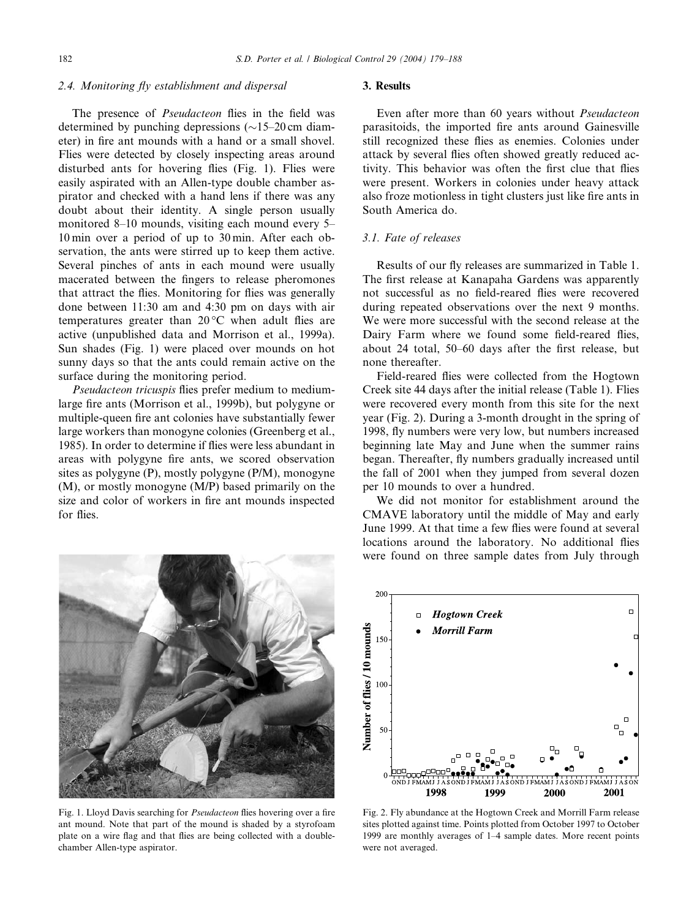### 2.4. Monitoring fly establishment and dispersal

The presence of *Pseudacteon* flies in the field was determined by punching depressions (~15–20 cm diameter) in fire ant mounds with a hand or a small shovel. Flies were detected by closely inspecting areas around disturbed ants for hovering flies (Fig. 1). Flies were easily aspirated with an Allen-type double chamber aspirator and checked with a hand lens if there was any doubt about their identity. A single person usually monitored 8–10 mounds, visiting each mound every 5–10 min over a period of up to 30 min. After each observation, the ants were stirred up to keep them active. Several pinches of ants in each mound were usually macerated between the fingers to release pheromones that attract the flies. Monitoring for flies was generally done between 11:30 am and 4:30 pm on days with air temperatures greater than 20 °C when adult flies are active (unpublished data and Morrison et al., 1999a). Sun shades (Fig. 1) were placed over mounds on hot sunny days so that the ants could remain active on the surface during the monitoring period.

*Pseudacteon tricuspis* flies prefer medium to medium-large fire ants (Morrison et al., 1999b), but polygyne or multiple-queen fire ant colonies have substantially fewer large workers than monogyne colonies (Greenberg et al., 1985). In order to determine if flies were less abundant in areas with polygyne fire ants, we scored observation sites as polygyne (P), mostly polygyne (P/M), monogyne (M), or mostly monogyne (M/P) based primarily on the size and color of workers in fire ant mounds inspected for flies.

Fig. 1. Lloyd Davis searching for *Pseudacteon* flies hovering over a fire ant mound. Note that part of the mound is shaded by a styrofoam plate on a wire flag and that flies are being collected with a double-chamber Allen-type aspirator.

## 3. Results

Even after more than 60 years without *Pseudacteon* parasitoids, the imported fire ants around Gainesville still recognized these flies as enemies. Colonies under attack by several flies often showed greatly reduced activity. This behavior was often the first clue that flies were present. Workers in colonies under heavy attack also froze motionless in tight clusters just like fire ants in South America do.

### 3.1. Fate of releases

Results of our fly releases are summarized in Table 1. The first release at Kanapaha Gardens was apparently not successful as no field-reared flies were recovered during repeated observations over the next 9 months. We were more successful with the second release at the Dairy Farm where we found some field-reared flies, about 24 total, 50–60 days after the first release, but none thereafter.

Field-reared flies were collected from the Hogtown Creek site 44 days after the initial release (Table 1). Flies were recovered every month from this site for the next year (Fig. 2). During a 3-month drought in the spring of 1998, fly numbers were very low, but numbers increased beginning late May and June when the summer rains began. Thereafter, fly numbers gradually increased until the fall of 2001 when they jumped from several dozen per 10 mounds to over a hundred.

We did not monitor for establishment around the CMAVE laboratory until the middle of May and early June 1999. At that time a few flies were found at several locations around the laboratory. No additional flies were found on three sample dates from July through

Fig. 2. Fly abundance at the Hogtown Creek and Morrill Farm release sites plotted against time. Points plotted from October 1997 to October 1999 are monthly averages of 1–4 sample dates. More recent points were not averaged.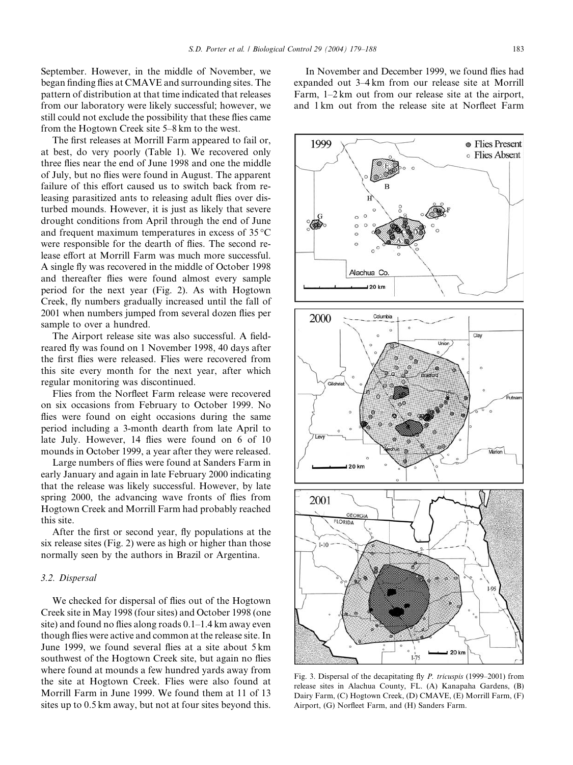September. However, in the middle of November, we began finding flies at CMAVE and surrounding sites. The pattern of distribution at that time indicated that releases from our laboratory were likely successful; however, we still could not exclude the possibility that these flies came from the Hogtown Creek site 5–8 km to the west.

The first releases at Morrill Farm appeared to fail or, at best, do very poorly (Table 1). We recovered only three flies near the end of June 1998 and one the middle of July, but no flies were found in August. The apparent failure of this effort caused us to switch back from releasing parasitized ants to releasing adult flies over disturbed mounds. However, it is just as likely that severe drought conditions from April through the end of June and frequent maximum temperatures in excess of 35 °C were responsible for the dearth of flies. The second release effort at Morrill Farm was much more successful. A single fly was recovered in the middle of October 1998 and thereafter flies were found almost every sample period for the next year (Fig. 2). As with Hogtown Creek, fly numbers gradually increased until the fall of 2001 when numbers jumped from several dozen flies per sample to over a hundred.

The Airport release site was also successful. A field-reared fly was found on 1 November 1998, 40 days after the first flies were released. Flies were recovered from this site every month for the next year, after which regular monitoring was discontinued.

Flies from the Norfleet Farm release were recovered on six occasions from February to October 1999. No flies were found on eight occasions during the same period including a 3-month dearth from late April to late July. However, 14 flies were found on 6 of 10 mounds in October 1999, a year after they were released.

Large numbers of flies were found at Sanders Farm in early January and again in late February 2000 indicating that the release was likely successful. However, by late spring 2000, the advancing wave fronts of flies from Hogtown Creek and Morrill Farm had probably reached this site.

After the first or second year, fly populations at the six release sites (Fig. 2) were as high or higher than those normally seen by the authors in Brazil or Argentina.

### 3.2. Dispersal

We checked for dispersal of flies out of the Hogtown Creek site in May 1998 (four sites) and October 1998 (one site) and found no flies along roads 0.1–1.4 km away even though flies were active and common at the release site. In June 1999, we found several flies at a site about 5 km southwest of the Hogtown Creek site, but again no flies where found at mounds a few hundred yards away from the site at Hogtown Creek. Flies were also found at Morrill Farm in June 1999. We found them at 11 of 13 sites up to 0.5 km away, but not at four sites beyond this.

In November and December 1999, we found flies had expanded out 3–4 km from our release site at Morrill Farm, 1–2 km out from our release site at the airport, and 1 km out from the release site at Norfleet Farm

Fig. 3. Dispersal of the decapitating fly *P. tricuspis* (1999–2001) from release sites in Alachua County, FL. (A) Kanapaha Gardens, (B) Dairy Farm, (C) Hogtown Creek, (D) CMAVE, (E) Morrill Farm, (F) Airport, (G) Norfleet Farm, and (H) Sanders Farm.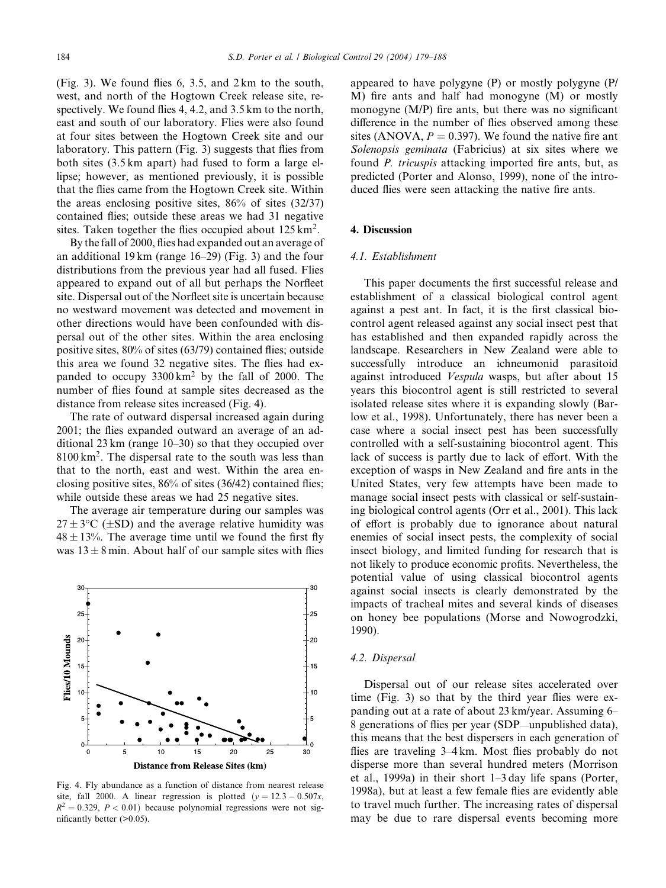(Fig. 3). We found flies 6, 3.5, and 2 km to the south, west, and north of the Hogtown Creek release site, respectively. We found flies 4, 4.2, and 3.5 km to the north, east and south of our laboratory. Flies were also found at four sites between the Hogtown Creek site and our laboratory. This pattern (Fig. 3) suggests that flies from both sites (3.5 km apart) had fused to form a large ellipse; however, as mentioned previously, it is possible that the flies came from the Hogtown Creek site. Within the areas enclosing positive sites, 86% of sites (32/37) contained flies; outside these areas we had 31 negative sites. Taken together the flies occupied about 125 km$^2$.

By the fall of 2000, flies had expanded out an average of an additional 19 km (range 16–29) (Fig. 3) and the four distributions from the previous year had all fused. Flies appeared to expand out of all but perhaps the Norfleet site. Dispersal out of the Norfleet site is uncertain because no westward movement was detected and movement in other directions would have been confounded with dispersal out of the other sites. Within the area enclosing positive sites, 80% of sites (63/79) contained flies; outside this area we found 32 negative sites. The flies had expanded to occupy 3300 km$^2$ by the fall of 2000. The number of flies found at sample sites decreased as the distance from release sites increased (Fig. 4).

The rate of outward dispersal increased again during 2001; the flies expanded outward an average of an additional 23 km (range 10–30) so that they occupied over 8100 km$^2$. The dispersal rate to the south was less than that to the north, east and west. Within the area enclosing positive sites, 86% of sites (36/42) contained flies; while outside these areas we had 25 negative sites.

The average air temperature during our samples was $27 \pm 3$°C ($\pm$SD) and the average relative humidity was $48 \pm 13$%. The average time until we found the first fly was $13 \pm 8$ min. About half of our sample sites with flies appeared to have polygyne (P) or mostly polygyne (P/M) fire ants and half had monogyne (M) or mostly monogyne (M/P) fire ants, but there was no significant difference in the number of flies observed among these sites (ANOVA, $P = 0.397$). We found the native fire ant *Solenopsis geminata* (Fabricius) at six sites where we found *P. tricuspis* attacking imported fire ants, but, as predicted (Porter and Alonso, 1999), none of the introduced flies were seen attacking the native fire ants.

Fig. 4. Fly abundance as a function of distance from nearest release site, fall 2000. A linear regression is plotted ($y = 12.3 - 0.507x$, $R^2 = 0.329$, $P < 0.01$) because polynomial regressions were not significantly better (>0.05).

## 4. Discussion

### 4.1. Establishment

This paper documents the first successful release and establishment of a classical biological control agent against a pest ant. In fact, it is the first classical biocontrol agent released against any social insect pest that has established and then expanded rapidly across the landscape. Researchers in New Zealand were able to successfully introduce an ichneumonid parasitoid against introduced *Vespula* wasps, but after about 15 years this biocontrol agent is still restricted to several isolated release sites where it is expanding slowly (Barlow et al., 1998). Unfortunately, there has never been a case where a social insect pest has been successfully controlled with a self-sustaining biocontrol agent. This lack of success is partly due to lack of effort. With the exception of wasps in New Zealand and fire ants in the United States, very few attempts have been made to manage social insect pests with classical or self-sustaining biological control agents (Orr et al., 2001). This lack of effort is probably due to ignorance about natural enemies of social insect pests, the complexity of social insect biology, and limited funding for research that is not likely to produce economic profits. Nevertheless, the potential value of using classical biocontrol agents against social insects is clearly demonstrated by the impacts of tracheal mites and several kinds of diseases on honey bee populations (Morse and Nowogrodzki, 1990).

### 4.2. Dispersal

Dispersal out of our release sites accelerated over time (Fig. 3) so that by the third year flies were expanding out at a rate of about 23 km/year. Assuming 6–8 generations of flies per year (SDP—unpublished data), this means that the best dispersers in each generation of flies are traveling 3–4 km. Most flies probably do not disperse more than several hundred meters (Morrison et al., 1999a) in their short 1–3 day life spans (Porter, 1998a), but at least a few female flies are evidently able to travel much further. The increasing rates of dispersal may be due to rare dispersal events becoming more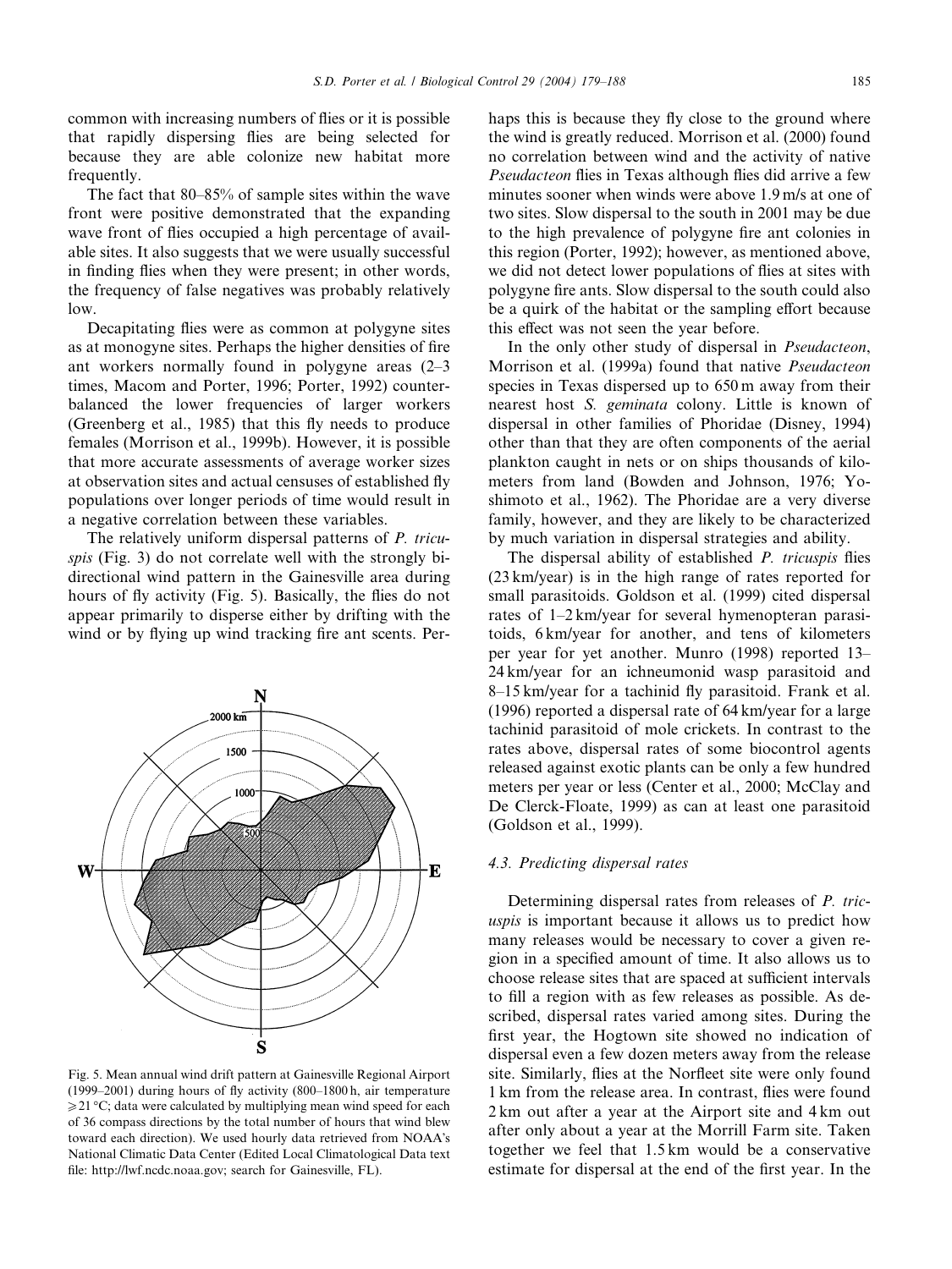common with increasing numbers of flies or it is possible that rapidly dispersing flies are being selected for because they are able colonize new habitat more frequently.

The fact that 80–85% of sample sites within the wave front were positive demonstrated that the expanding wave front of flies occupied a high percentage of available sites. It also suggests that we were usually successful in finding flies when they were present; in other words, the frequency of false negatives was probably relatively low.

Decapitating flies were as common at polygyne sites as at monogyne sites. Perhaps the higher densities of fire ant workers normally found in polygyne areas (2–3 times, Macom and Porter, 1996; Porter, 1992) counterbalanced the lower frequencies of larger workers (Greenberg et al., 1985) that this fly needs to produce females (Morrison et al., 1999b). However, it is possible that more accurate assessments of average worker sizes at observation sites and actual censuses of established fly populations over longer periods of time would result in a negative correlation between these variables.

The relatively uniform dispersal patterns of *P. tricuspis* (Fig. 3) do not correlate well with the strongly bidirectional wind pattern in the Gainesville area during hours of fly activity (Fig. 5). Basically, the flies do not appear primarily to disperse either by drifting with the wind or by flying up wind tracking fire ant scents. Perhaps this is because they fly close to the ground where the wind is greatly reduced. Morrison et al. (2000) found no correlation between wind and the activity of native *Pseudacteon* flies in Texas although flies did arrive a few minutes sooner when winds were above 1.9 m/s at one of two sites. Slow dispersal to the south in 2001 may be due to the high prevalence of polygyne fire ant colonies in this region (Porter, 1992); however, as mentioned above, we did not detect lower populations of flies at sites with polygyne fire ants. Slow dispersal to the south could also be a quirk of the habitat or the sampling effort because this effect was not seen the year before.

Fig. 5. Mean annual wind drift pattern at Gainesville Regional Airport (1999–2001) during hours of fly activity (800–1800 h, air temperature ≥21 °C; data were calculated by multiplying mean wind speed for each of 36 compass directions by the total number of hours that wind blew toward each direction). We used hourly data retrieved from NOAA's National Climatic Data Center (Edited Local Climatological Data text file: http://lwf.ncdc.noaa.gov; search for Gainesville, FL).

In the only other study of dispersal in *Pseudacteon*, Morrison et al. (1999a) found that native *Pseudacteon* species in Texas dispersed up to 650 m away from their nearest host *S. geminata* colony. Little is known of dispersal in other families of Phoridae (Disney, 1994) other than that they are often components of the aerial plankton caught in nets or on ships thousands of kilometers from land (Bowden and Johnson, 1976; Yoshimoto et al., 1962). The Phoridae are a very diverse family, however, and they are likely to be characterized by much variation in dispersal strategies and ability.

The dispersal ability of established *P. tricuspis* flies (23 km/year) is in the high range of rates reported for small parasitoids. Goldson et al. (1999) cited dispersal rates of 1–2 km/year for several hymenopteran parasitoids, 6 km/year for another, and tens of kilometers per year for yet another. Munro (1998) reported 13–24 km/year for an ichneumonid wasp parasitoid and 8–15 km/year for a tachinid fly parasitoid. Frank et al. (1996) reported a dispersal rate of 64 km/year for a large tachinid parasitoid of mole crickets. In contrast to the rates above, dispersal rates of some biocontrol agents released against exotic plants can be only a few hundred meters per year or less (Center et al., 2000; McClay and De Clerck-Floate, 1999) as can at least one parasitoid (Goldson et al., 1999).

### 4.3. Predicting dispersal rates

Determining dispersal rates from releases of *P. tricuspis* is important because it allows us to predict how many releases would be necessary to cover a given region in a specified amount of time. It also allows us to choose release sites that are spaced at sufficient intervals to fill a region with as few releases as possible. As described, dispersal rates varied among sites. During the first year, the Hogtown site showed no indication of dispersal even a few dozen meters away from the release site. Similarly, flies at the Norfleet site were only found 1 km from the release area. In contrast, flies were found 2 km out after a year at the Airport site and 4 km out after only about a year at the Morrill Farm site. Taken together we feel that 1.5 km would be a conservative estimate for dispersal at the end of the first year. In the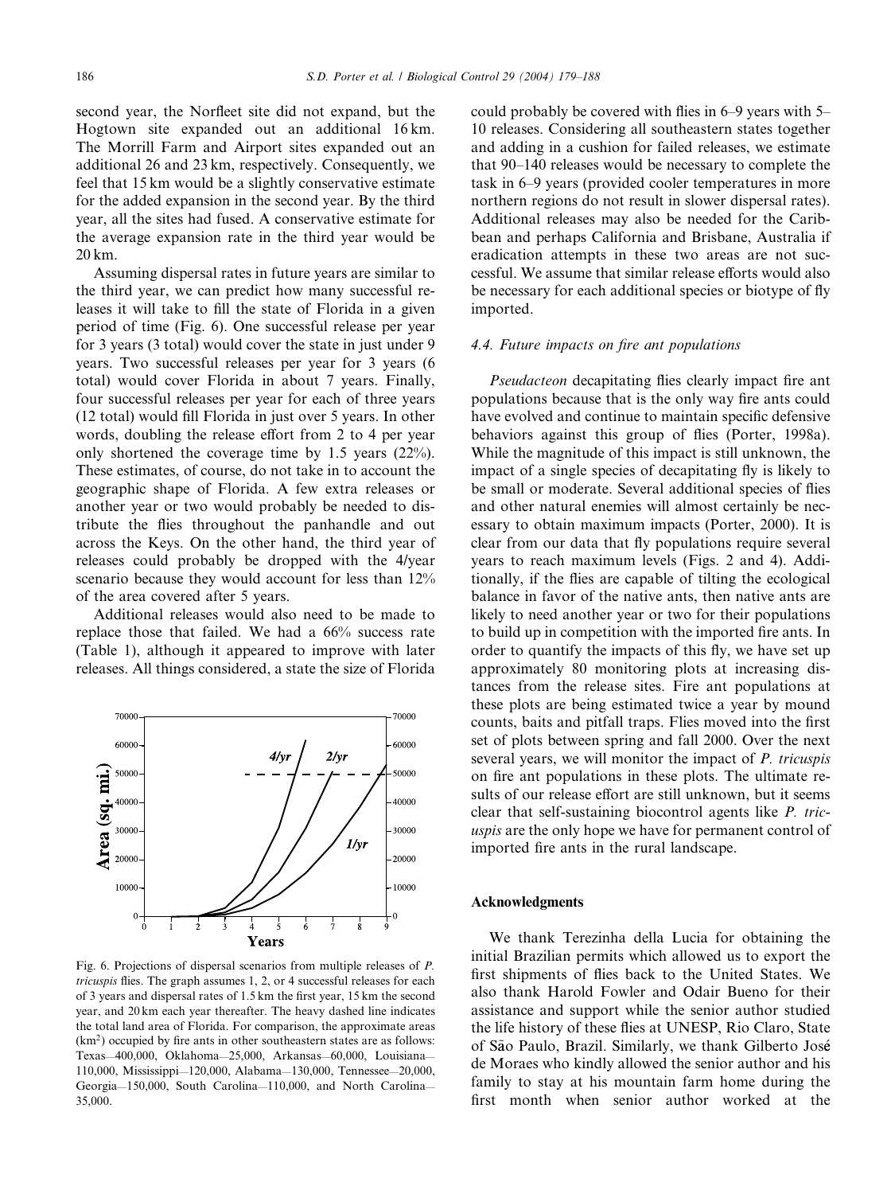second year, the Norfleet site did not expand, but the Hogtown site expanded out an additional 16 km. The Morrill Farm and Airport sites expanded out an additional 26 and 23 km, respectively. Consequently, we feel that 15 km would be a slightly conservative estimate for the added expansion in the second year. By the third year, all the sites had fused. A conservative estimate for the average expansion rate in the third year would be 20 km.

Assuming dispersal rates in future years are similar to the third year, we can predict how many successful releases it will take to fill the state of Florida in a given period of time (Fig. 6). One successful release per year for 3 years (3 total) would cover the state in just under 9 years. Two successful releases per year for 3 years (6 total) would cover Florida in about 7 years. Finally, four successful releases per year for each of three years (12 total) would fill Florida in just over 5 years. In other words, doubling the release effort from 2 to 4 per year only shortened the coverage time by 1.5 years (22%). These estimates, of course, do not take in to account the geographic shape of Florida. A few extra releases or another year or two would probably be needed to distribute the flies throughout the panhandle and out across the Keys. On the other hand, the third year of releases could probably be dropped with the 4/year scenario because they would account for less than 12% of the area covered after 5 years.

Additional releases would also need to be made to replace those that failed. We had a 66% success rate (Table 1), although it appeared to improve with later releases. All things considered, a state the size of Florida could probably be covered with flies in 6–9 years with 5–10 releases. Considering all southeastern states together and adding in a cushion for failed releases, we estimate that 90–140 releases would be necessary to complete the task in 6–9 years (provided cooler temperatures in more northern regions do not result in slower dispersal rates). Additional releases may also be needed for the Caribbean and perhaps California and Brisbane, Australia if eradication attempts in these two areas are not successful. We assume that similar release efforts would also be necessary for each additional species or biotype of fly imported.

Fig. 6. Projections of dispersal scenarios from multiple releases of *P. tricuspis* flies. The graph assumes 1, 2, or 4 successful releases for each of 3 years and dispersal rates of 1.5 km the first year, 15 km the second year, and 20 km each year thereafter. The heavy dashed line indicates the total land area of Florida. For comparison, the approximate areas ($km^2$) occupied by fire ants in other southeastern states are as follows: Texas—400,000, Oklahoma—25,000, Arkansas—60,000, Louisiana—110,000, Mississippi—120,000, Alabama—130,000, Tennessee—20,000, Georgia—150,000, South Carolina—110,000, and North Carolina—35,000.

### 4.4. Future impacts on fire ant populations

*Pseudacteon* decapitating flies clearly impact fire ant populations because that is the only way fire ants could have evolved and continue to maintain specific defensive behaviors against this group of flies (Porter, 1998a). While the magnitude of this impact is still unknown, the impact of a single species of decapitating fly is likely to be small or moderate. Several additional species of flies and other natural enemies will almost certainly be necessary to obtain maximum impacts (Porter, 2000). It is clear from our data that fly populations require several years to reach maximum levels (Figs. 2 and 4). Additionally, if the flies are capable of tilting the ecological balance in favor of the native ants, then native ants are likely to need another year or two for their populations to build up in competition with the imported fire ants. In order to quantify the impacts of this fly, we have set up approximately 80 monitoring plots at increasing distances from the release sites. Fire ant populations at these plots are being estimated twice a year by mound counts, baits and pitfall traps. Flies moved into the first set of plots between spring and fall 2000. Over the next several years, we will monitor the impact of *P. tricuspis* on fire ant populations in these plots. The ultimate results of our release effort are still unknown, but it seems clear that self-sustaining biocontrol agents like *P. tricuspis* are the only hope we have for permanent control of imported fire ants in the rural landscape.

## Acknowledgments

We thank Terezinha della Lucia for obtaining the initial Brazilian permits which allowed us to export the first shipments of flies back to the United States. We also thank Harold Fowler and Odair Bueno for their assistance and support while the senior author studied the life history of these flies at UNESP, Rio Claro, State of São Paulo, Brazil. Similarly, we thank Gilberto José de Moraes who kindly allowed the senior author and his family to stay at his mountain farm home during the first month when senior author worked at the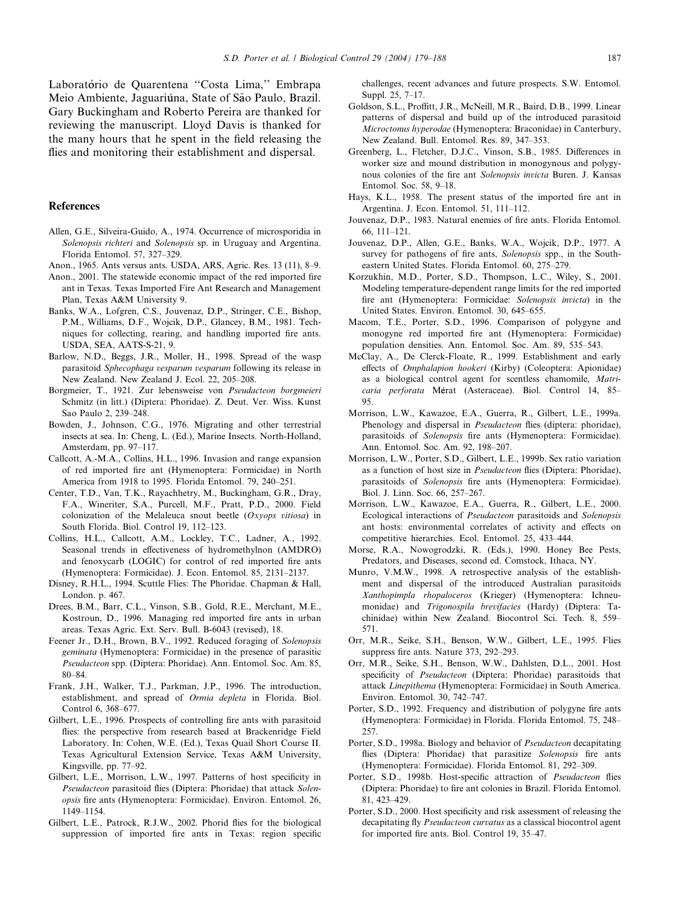Laboratório de Quarentena "Costa Lima," Embrapa Meio Ambiente, Jaguariúna, State of São Paulo, Brazil. Gary Buckingham and Roberto Pereira are thanked for reviewing the manuscript. Lloyd Davis is thanked for the many hours that he spent in the field releasing the flies and monitoring their establishment and dispersal.

## References

Allen, G.E., Silveira-Guido, A., 1974. Occurrence of microsporidia in *Solenopsis richteri* and *Solenopsis* sp. in Uruguay and Argentina. Florida Entomol. 57, 327–329.

Anon., 1965. Ants versus ants. USDA, ARS, Agric. Res. 13 (11), 8–9.

Anon., 2001. The statewide economic impact of the red imported fire ant in Texas. Texas Imported Fire Ant Research and Management Plan, Texas A&M University 9.

Banks, W.A., Lofgren, C.S., Jouvenaz, D.P., Stringer, C.E., Bishop, P.M., Williams, D.F., Wojcik, D.P., Glancey, B.M., 1981. Techniques for collecting, rearing, and handling imported fire ants. USDA, SEA, AATS-S-21, 9.

Barlow, N.D., Beggs, J.R., Moller, H., 1998. Spread of the wasp parasitoid *Sphecophaga vesparum vesparum* following its release in New Zealand. New Zealand J. Ecol. 22, 205–208.

Borgmeier, T., 1921. Zur lebensweise von *Pseudacteon borgmeieri* Schmitz (in litt.) (Diptera: Phoridae). Z. Deut. Ver. Wiss. Kunst Sao Paulo 2, 239–248.

Bowden, J., Johnson, C.G., 1976. Migrating and other terrestrial insects at sea. In: Cheng, L. (Ed.), Marine Insects. North-Holland, Amsterdam, pp. 97–117.

Callcott, A.-M.A., Collins, H.L., 1996. Invasion and range expansion of red imported fire ant (Hymenoptera: Formicidae) in North America from 1918 to 1995. Florida Entomol. 79, 240–251.

Center, T.D., Van, T.K., Rayachhetry, M., Buckingham, G.R., Dray, F.A., Wineriter, S.A., Purcell, M.F., Pratt, P.D., 2000. Field colonization of the Melaleuca snout beetle (*Oxyops vitiosa*) in South Florida. Biol. Control 19, 112–123.

Collins, H.L., Callcott, A.M., Lockley, T.C., Ladner, A., 1992. Seasonal trends in effectiveness of hydromethylnon (AMDRO) and fenoxycarb (LOGIC) for control of red imported fire ants (Hymenoptera: Formicidae). J. Econ. Entomol. 85, 2131–2137.

Disney, R.H.L., 1994. Scuttle Flies: The Phoridae. Chapman & Hall, London. p. 467.

Drees, B.M., Barr, C.L., Vinson, S.B., Gold, R.E., Merchant, M.E., Kostroun, D., 1996. Managing red imported fire ants in urban areas. Texas Agric. Ext. Serv. Bull. B-6043 (revised), 18.

Feener Jr., D.H., Brown, B.V., 1992. Reduced foraging of *Solenopsis geminata* (Hymenoptera: Formicidae) in the presence of parasitic *Pseudacteon* spp. (Diptera: Phoridae). Ann. Entomol. Soc. Am. 85, 80–84.

Frank, J.H., Walker, T.J., Parkman, J.P., 1996. The introduction, establishment, and spread of *Ormia depleta* in Florida. Biol. Control 6, 368–677.

Gilbert, L.E., 1996. Prospects of controlling fire ants with parasitoid flies: the perspective from research based at Brackenridge Field Laboratory. In: Cohen, W.E. (Ed.), Texas Quail Short Course II. Texas Agricultural Extension Service, Texas A&M University, Kingsville, pp. 77–92.

Gilbert, L.E., Morrison, L.W., 1997. Patterns of host specificity in *Pseudacteon* parasitoid flies (Diptera: Phoridae) that attack *Solenopsis* fire ants (Hymenoptera: Formicidae). Environ. Entomol. 26, 1149–1154.

Gilbert, L.E., Patrock, R.J.W., 2002. Phorid flies for the biological suppression of imported fire ants in Texas: region specific challenges, recent advances and future prospects. S.W. Entomol. Suppl. 25, 7–17.

Goldson, S.L., Proffitt, J.R., McNeill, M.R., Baird, D.B., 1999. Linear patterns of dispersal and build up of the introduced parasitoid *Microctonus hyperodae* (Hymenoptera: Braconidae) in Canterbury, New Zealand. Bull. Entomol. Res. 89, 347–353.

Greenberg, L., Fletcher, D.J.C., Vinson, S.B., 1985. Differences in worker size and mound distribution in monogynous and polygynous colonies of the fire ant *Solenopsis invicta* Buren. J. Kansas Entomol. Soc. 58, 9–18.

Hays, K.L., 1958. The present status of the imported fire ant in Argentina. J. Econ. Entomol. 51, 111–112.

Jouvenaz, D.P., 1983. Natural enemies of fire ants. Florida Entomol. 66, 111–121.

Jouvenaz, D.P., Allen, G.E., Banks, W.A., Wojcik, D.P., 1977. A survey for pathogens of fire ants, *Solenopsis* spp., in the Southeastern United States. Florida Entomol. 60, 275–279.

Korzukhin, M.D., Porter, S.D., Thompson, L.C., Wiley, S., 2001. Modeling temperature-dependent range limits for the red imported fire ant (Hymenoptera: Formicidae: *Solenopsis invicta*) in the United States. Environ. Entomol. 30, 645–655.

Macom, T.E., Porter, S.D., 1996. Comparison of polygyne and monogyne red imported fire ant (Hymenoptera: Formicidae) population densities. Ann. Entomol. Soc. Am. 89, 535–543.

McClay, A., De Clerck-Floate, R., 1999. Establishment and early effects of *Omphalapion hookeri* (Kirby) (Coleoptera: Apionidae) as a biological control agent for scentless chamomile, *Matricaria perforata* Mérat (Asteraceae). Biol. Control 14, 85–95.

Morrison, L.W., Kawazoe, E.A., Guerra, R., Gilbert, L.E., 1999a. Phenology and dispersal in *Pseudacteon* flies (diptera: phoridae), parasitoids of *Solenopsis* fire ants (Hymenoptera: Formicidae). Ann. Entomol. Soc. Am. 92, 198–207.

Morrison, L.W., Porter, S.D., Gilbert, L.E., 1999b. Sex ratio variation as a function of host size in *Pseudacteon* flies (Diptera: Phoridae), parasitoids of *Solenopsis* fire ants (Hymenoptera: Formicidae). Biol. J. Linn. Soc. 66, 257–267.

Morrison, L.W., Kawazoe, E.A., Guerra, R., Gilbert, L.E., 2000. Ecological interactions of *Pseudacteon* parasitoids and *Solenopsis* ant hosts: environmental correlates of activity and effects on competitive hierarchies. Ecol. Entomol. 25, 433–444.

Morse, R.A., Nowogrodzki, R. (Eds.), 1990. Honey Bee Pests, Predators, and Diseases, second ed. Comstock, Ithaca, NY.

Munro, V.M.W., 1998. A retrospective analysis of the establishment and dispersal of the introduced Australian parasitoids *Xanthopimpla rhopaloceros* (Krieger) (Hymenoptera: Ichneumonidae) and *Trigonospila brevifacies* (Hardy) (Diptera: Tachinidae) within New Zealand. Biocontrol Sci. Tech. 8, 559–571.

Orr, M.R., Seike, S.H., Benson, W.W., Gilbert, L.E., 1995. Flies suppress fire ants. Nature 373, 292–293.

Orr, M.R., Seike, S.H., Benson, W.W., Dahlsten, D.L., 2001. Host specificity of *Pseudacteon* (Diptera: Phoridae) parasitoids that attack *Linepithema* (Hymenoptera: Formicidae) in South America. Environ. Entomol. 30, 742–747.

Porter, S.D., 1992. Frequency and distribution of polygyne fire ants (Hymenoptera: Formicidae) in Florida. Florida Entomol. 75, 248–257.

Porter, S.D., 1998a. Biology and behavior of *Pseudacteon* decapitating flies (Diptera: Phoridae) that parasitize *Solenopsis* fire ants (Hymenoptera: Formicidae). Florida Entomol. 81, 292–309.

Porter, S.D., 1998b. Host-specific attraction of *Pseudacteon* flies (Diptera: Phoridae) to fire ant colonies in Brazil. Florida Entomol. 81, 423–429.

Porter, S.D., 2000. Host specificity and risk assessment of releasing the decapitating fly *Pseudacteon curvatus* as a classical biocontrol agent for imported fire ants. Biol. Control 19, 35–47.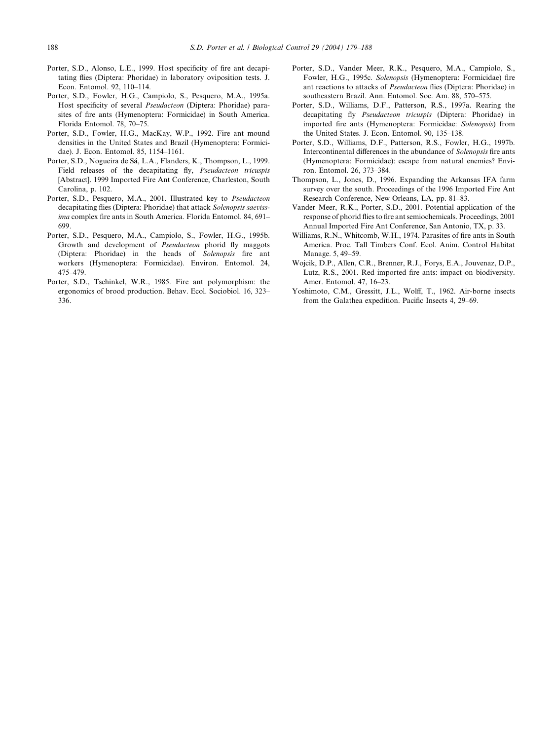Porter, S.D., Alonso, L.E., 1999. Host specificity of fire ant decapitating flies (Diptera: Phoridae) in laboratory oviposition tests. J. Econ. Entomol. 92, 110–114.

Porter, S.D., Fowler, H.G., Campiolo, S., Pesquero, M.A., 1995a. Host specificity of several *Pseudacteon* (Diptera: Phoridae) parasites of fire ants (Hymenoptera: Formicidae) in South America. Florida Entomol. 78, 70–75.

Porter, S.D., Fowler, H.G., MacKay, W.P., 1992. Fire ant mound densities in the United States and Brazil (Hymenoptera: Formicidae). J. Econ. Entomol. 85, 1154–1161.

Porter, S.D., Nogueira de Sá, L.A., Flanders, K., Thompson, L., 1999. Field releases of the decapitating fly, *Pseudacteon tricuspis* [Abstract]. 1999 Imported Fire Ant Conference, Charleston, South Carolina, p. 102.

Porter, S.D., Pesquero, M.A., 2001. Illustrated key to *Pseudacteon* decapitating flies (Diptera: Phoridae) that attack *Solenopsis saevissima* complex fire ants in South America. Florida Entomol. 84, 691–699.

Porter, S.D., Pesquero, M.A., Campiolo, S., Fowler, H.G., 1995b. Growth and development of *Pseudacteon* phorid fly maggots (Diptera: Phoridae) in the heads of *Solenopsis* fire ant workers (Hymenoptera: Formicidae). Environ. Entomol. 24, 475–479.

Porter, S.D., Tschinkel, W.R., 1985. Fire ant polymorphism: the ergonomics of brood production. Behav. Ecol. Sociobiol. 16, 323–336.

Porter, S.D., Vander Meer, R.K., Pesquero, M.A., Campiolo, S., Fowler, H.G., 1995c. *Solenopsis* (Hymenoptera: Formicidae) fire ant reactions to attacks of *Pseudacteon* flies (Diptera: Phoridae) in southeastern Brazil. Ann. Entomol. Soc. Am. 88, 570–575.

Porter, S.D., Williams, D.F., Patterson, R.S., 1997a. Rearing the decapitating fly *Pseudacteon tricuspis* (Diptera: Phoridae) in imported fire ants (Hymenoptera: Formicidae: *Solenopsis*) from the United States. J. Econ. Entomol. 90, 135–138.

Porter, S.D., Williams, D.F., Patterson, R.S., Fowler, H.G., 1997b. Intercontinental differences in the abundance of *Solenopsis* fire ants (Hymenoptera: Formicidae): escape from natural enemies? Environ. Entomol. 26, 373–384.

Thompson, L., Jones, D., 1996. Expanding the Arkansas IFA farm survey over the south. Proceedings of the 1996 Imported Fire Ant Research Conference, New Orleans, LA, pp. 81–83.

Vander Meer, R.K., Porter, S.D., 2001. Potential application of the response of phorid flies to fire ant semiochemicals. Proceedings, 2001 Annual Imported Fire Ant Conference, San Antonio, TX, p. 33.

Williams, R.N., Whitcomb, W.H., 1974. Parasites of fire ants in South America. Proc. Tall Timbers Conf. Ecol. Anim. Control Habitat Manage. 5, 49–59.

Wojcik, D.P., Allen, C.R., Brenner, R.J., Forys, E.A., Jouvenaz, D.P., Lutz, R.S., 2001. Red imported fire ants: impact on biodiversity. Amer. Entomol. 47, 16–23.

Yoshimoto, C.M., Gressitt, J.L., Wolff, T., 1962. Air-borne insects from the Galathea expedition. Pacific Insects 4, 29–69.